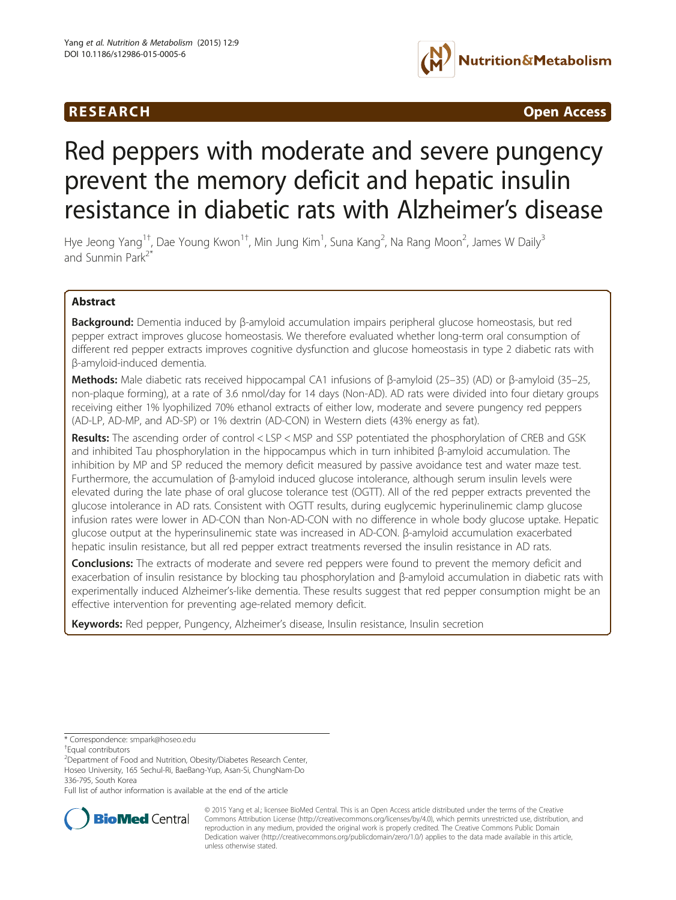RESEARCH **Open Access**

# Red peppers with moderate and severe pungency prevent the memory deficit and hepatic insulin resistance in diabetic rats with Alzheimer's disease

Hye Jeong Yang[1†], Dae Young Kwon[1†], Min Jung Kim[1], Suna Kang[2], Na Rang Moon[2], James W Daily[3] and Sunmin Park[2*]

## Abstract

**Background:** Dementia induced by β-amyloid accumulation impairs peripheral glucose homeostasis, but red pepper extract improves glucose homeostasis. We therefore evaluated whether long-term oral consumption of different red pepper extracts improves cognitive dysfunction and glucose homeostasis in type 2 diabetic rats with β-amyloid-induced dementia.

**Methods:** Male diabetic rats received hippocampal CA1 infusions of β-amyloid (25–35) (AD) or β-amyloid (35–25, non-plaque forming), at a rate of 3.6 nmol/day for 14 days (Non-AD). AD rats were divided into four dietary groups receiving either 1% lyophilized 70% ethanol extracts of either low, moderate and severe pungency red peppers (AD-LP, AD-MP, and AD-SP) or 1% dextrin (AD-CON) in Western diets (43% energy as fat).

**Results:** The ascending order of control < LSP < MSP and SSP potentiated the phosphorylation of CREB and GSK and inhibited Tau phosphorylation in the hippocampus which in turn inhibited β-amyloid accumulation. The inhibition by MP and SP reduced the memory deficit measured by passive avoidance test and water maze test. Furthermore, the accumulation of β-amyloid induced glucose intolerance, although serum insulin levels were elevated during the late phase of oral glucose tolerance test (OGTT). All of the red pepper extracts prevented the glucose intolerance in AD rats. Consistent with OGTT results, during euglycemic hyperinulinemic clamp glucose infusion rates were lower in AD-CON than Non-AD-CON with no difference in whole body glucose uptake. Hepatic glucose output at the hyperinsulinemic state was increased in AD-CON. β-amyloid accumulation exacerbated hepatic insulin resistance, but all red pepper extract treatments reversed the insulin resistance in AD rats.

**Conclusions:** The extracts of moderate and severe red peppers were found to prevent the memory deficit and exacerbation of insulin resistance by blocking tau phosphorylation and β-amyloid accumulation in diabetic rats with experimentally induced Alzheimer's-like dementia. These results suggest that red pepper consumption might be an effective intervention for preventing age-related memory deficit.

**Keywords:** Red pepper, Pungency, Alzheimer's disease, Insulin resistance, Insulin secretion

\* Correspondence: smpark@hoseo.edu

†Equal contributors

[2]Department of Food and Nutrition, Obesity/Diabetes Research Center, Hoseo University, 165 Sechul-Ri, BaeBang-Yup, Asan-Si, ChungNam-Do 336-795, South Korea

Full list of author information is available at the end of the article

© 2015 Yang et al.; licensee BioMed Central. This is an Open Access article distributed under the terms of the Creative Commons Attribution License (http://creativecommons.org/licenses/by/4.0), which permits unrestricted use, distribution, and reproduction in any medium, provided the original work is properly credited. The Creative Commons Public Domain Dedication waiver (http://creativecommons.org/publicdomain/zero/1.0/) applies to the data made available in this article, unless otherwise stated.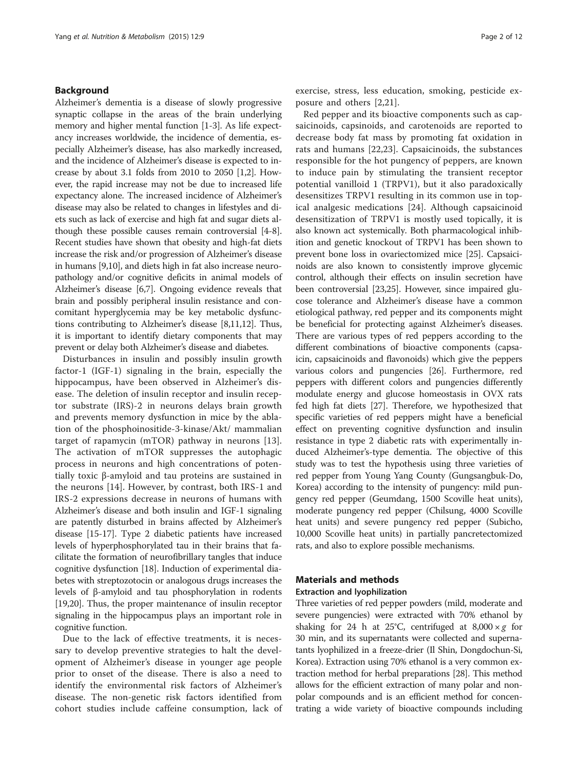## Background

Alzheimer's dementia is a disease of slowly progressive synaptic collapse in the areas of the brain underlying memory and higher mental function [1-3]. As life expectancy increases worldwide, the incidence of dementia, especially Alzheimer's disease, has also markedly increased, and the incidence of Alzheimer's disease is expected to increase by about 3.1 folds from 2010 to 2050 [1,2]. However, the rapid increase may not be due to increased life expectancy alone. The increased incidence of Alzheimer's disease may also be related to changes in lifestyles and diets such as lack of exercise and high fat and sugar diets although these possible causes remain controversial [4-8]. Recent studies have shown that obesity and high-fat diets increase the risk and/or progression of Alzheimer's disease in humans [9,10], and diets high in fat also increase neuropathology and/or cognitive deficits in animal models of Alzheimer's disease [6,7]. Ongoing evidence reveals that brain and possibly peripheral insulin resistance and concomitant hyperglycemia may be key metabolic dysfunctions contributing to Alzheimer's disease [8,11,12]. Thus, it is important to identify dietary components that may prevent or delay both Alzheimer's disease and diabetes.

Disturbances in insulin and possibly insulin growth factor-1 (IGF-1) signaling in the brain, especially the hippocampus, have been observed in Alzheimer's disease. The deletion of insulin receptor and insulin receptor substrate (IRS)-2 in neurons delays brain growth and prevents memory dysfunction in mice by the ablation of the phosphoinositide-3-kinase/Akt/ mammalian target of rapamycin (mTOR) pathway in neurons [13]. The activation of mTOR suppresses the autophagic process in neurons and high concentrations of potentially toxic β-amyloid and tau proteins are sustained in the neurons [14]. However, by contrast, both IRS-1 and IRS-2 expressions decrease in neurons of humans with Alzheimer's disease and both insulin and IGF-1 signaling are patently disturbed in brains affected by Alzheimer's disease [15-17]. Type 2 diabetic patients have increased levels of hyperphosphorylated tau in their brains that facilitate the formation of neurofibrillary tangles that induce cognitive dysfunction [18]. Induction of experimental diabetes with streptozotocin or analogous drugs increases the levels of β-amyloid and tau phosphorylation in rodents [19,20]. Thus, the proper maintenance of insulin receptor signaling in the hippocampus plays an important role in cognitive function.

Due to the lack of effective treatments, it is necessary to develop preventive strategies to halt the development of Alzheimer's disease in younger age people prior to onset of the disease. There is also a need to identify the environmental risk factors of Alzheimer's disease. The non-genetic risk factors identified from cohort studies include caffeine consumption, lack of exercise, stress, less education, smoking, pesticide exposure and others [2,21].

Red pepper and its bioactive components such as capsaicinoids, capsinoids, and carotenoids are reported to decrease body fat mass by promoting fat oxidation in rats and humans [22,23]. Capsaicinoids, the substances responsible for the hot pungency of peppers, are known to induce pain by stimulating the transient receptor potential vanilloid 1 (TRPV1), but it also paradoxically desensitizes TRPV1 resulting in its common use in topical analgesic medications [24]. Although capsaicinoid desensitization of TRPV1 is mostly used topically, it is also known act systemically. Both pharmacological inhibition and genetic knockout of TRPV1 has been shown to prevent bone loss in ovariectomized mice [25]. Capsaicinoids are also known to consistently improve glycemic control, although their effects on insulin secretion have been controversial [23,25]. However, since impaired glucose tolerance and Alzheimer's disease have a common etiological pathway, red pepper and its components might be beneficial for protecting against Alzheimer's diseases. There are various types of red peppers according to the different combinations of bioactive components (capsaicin, capsaicinoids and flavonoids) which give the peppers various colors and pungencies [26]. Furthermore, red peppers with different colors and pungencies differently modulate energy and glucose homeostasis in OVX rats fed high fat diets [27]. Therefore, we hypothesized that specific varieties of red peppers might have a beneficial effect on preventing cognitive dysfunction and insulin resistance in type 2 diabetic rats with experimentally induced Alzheimer's-type dementia. The objective of this study was to test the hypothesis using three varieties of red pepper from Young Yang County (Gungsangbuk-Do, Korea) according to the intensity of pungency: mild pungency red pepper (Geumdang, 1500 Scoville heat units), moderate pungency red pepper (Chilsung, 4000 Scoville heat units) and severe pungency red pepper (Subicho, 10,000 Scoville heat units) in partially pancretectomized rats, and also to explore possible mechanisms.

## Materials and methods

### Extraction and lyophilization

Three varieties of red pepper powders (mild, moderate and severe pungencies) were extracted with 70% ethanol by shaking for 24 h at 25°C, centrifuged at $8{,}000 \times g$ for 30 min, and its supernatants were collected and supernatants lyophilized in a freeze-drier (Il Shin, Dongdochun-Si, Korea). Extraction using 70% ethanol is a very common extraction method for herbal preparations [28]. This method allows for the efficient extraction of many polar and non-polar compounds and is an efficient method for concentrating a wide variety of bioactive compounds including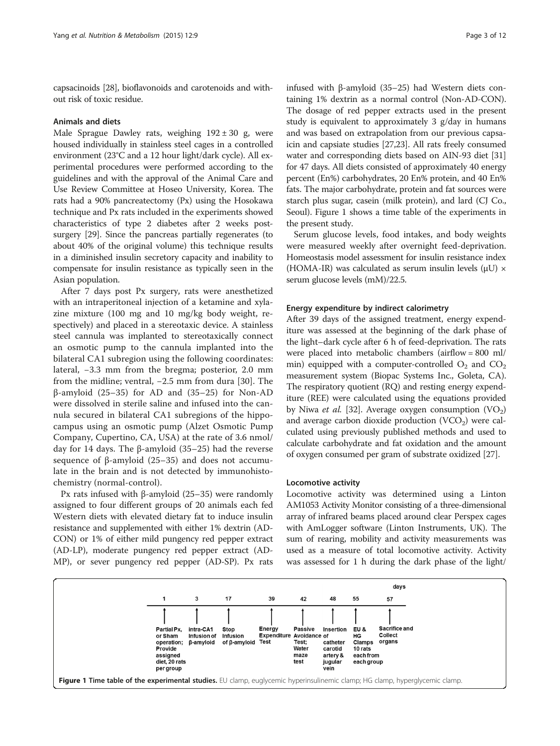capsacinoids [28], bioflavonoids and carotenoids and without risk of toxic residue.

### Animals and diets

Male Sprague Dawley rats, weighing 192 ± 30 g, were housed individually in stainless steel cages in a controlled environment (23°C and a 12 hour light/dark cycle). All experimental procedures were performed according to the guidelines and with the approval of the Animal Care and Use Review Committee at Hoseo University, Korea. The rats had a 90% pancreatectomy (Px) using the Hosokawa technique and Px rats included in the experiments showed characteristics of type 2 diabetes after 2 weeks post-surgery [29]. Since the pancreas partially regenerates (to about 40% of the original volume) this technique results in a diminished insulin secretory capacity and inability to compensate for insulin resistance as typically seen in the Asian population.

After 7 days post Px surgery, rats were anesthetized with an intraperitoneal injection of a ketamine and xylazine mixture (100 mg and 10 mg/kg body weight, respectively) and placed in a stereotaxic device. A stainless steel cannula was implanted to stereotaxically connect an osmotic pump to the cannula implanted into the bilateral CA1 subregion using the following coordinates: lateral, −3.3 mm from the bregma; posterior, 2.0 mm from the midline; ventral, −2.5 mm from dura [30]. The β-amyloid (25–35) for AD and (35–25) for Non-AD were dissolved in sterile saline and infused into the cannula secured in bilateral CA1 subregions of the hippocampus using an osmotic pump (Alzet Osmotic Pump Company, Cupertino, CA, USA) at the rate of 3.6 nmol/day for 14 days. The β-amyloid (35–25) had the reverse sequence of β-amyloid (25–35) and does not accumulate in the brain and is not detected by immunohistochemistry (normal-control).

Px rats infused with β-amyloid (25–35) were randomly assigned to four different groups of 20 animals each fed Western diets with elevated dietary fat to induce insulin resistance and supplemented with either 1% dextrin (AD-CON) or 1% of either mild pungency red pepper extract (AD-LP), moderate pungency red pepper extract (AD-MP), or sever pungency red pepper (AD-SP). Px rats infused with β-amyloid (35–25) had Western diets containing 1% dextrin as a normal control (Non-AD-CON). The dosage of red pepper extracts used in the present study is equivalent to approximately 3 g/day in humans and was based on extrapolation from our previous capsaicin and capsiate studies [27,23]. All rats freely consumed water and corresponding diets based on AIN-93 diet [31] for 47 days. All diets consisted of approximately 40 energy percent (En%) carbohydrates, 20 En% protein, and 40 En% fats. The major carbohydrate, protein and fat sources were starch plus sugar, casein (milk protein), and lard (CJ Co., Seoul). Figure 1 shows a time table of the experiments in the present study.

Serum glucose levels, food intakes, and body weights were measured weekly after overnight feed-deprivation. Homeostasis model assessment for insulin resistance index (HOMA-IR) was calculated as serum insulin levels (μU) × serum glucose levels (mM)/22.5.

### Energy expenditure by indirect calorimetry

After 39 days of the assigned treatment, energy expenditure was assessed at the beginning of the dark phase of the light–dark cycle after 6 h of feed-deprivation. The rats were placed into metabolic chambers (airflow = 800 ml/min) equipped with a computer-controlled $O_2$ and $CO_2$ measurement system (Biopac Systems Inc., Goleta, CA). The respiratory quotient (RQ) and resting energy expenditure (REE) were calculated using the equations provided by Niwa *et al.* [32]. Average oxygen consumption ($VO_2$) and average carbon dioxide production ($VCO_2$) were calculated using previously published methods and used to calculate carbohydrate and fat oxidation and the amount of oxygen consumed per gram of substrate oxidized [27].

### Locomotive activity

Locomotive activity was determined using a Linton AM1053 Activity Monitor consisting of a three-dimensional array of infrared beams placed around clear Perspex cages with AmLogger software (Linton Instruments, UK). The sum of rearing, mobility and activity measurements was used as a measure of total locomotive activity. Activity was assessed for 1 h during the dark phase of the light/

| days | | | | | | | |
|---|---|---|---|---|---|---|---|
| 1 | 3 | 17 | 39 | 42 | 48 | 55 | 57 |
| Partial Px, or Sham operation; Provide assigned diet, 20 rats per group | intra-CA1 Infusion of β-amyloid | Stop Infusion of β-amyloid | Energy Expenditure Test | Passive Avoidance Test; Water maze test | Insertion of catheter carotid artery & jugular vein | EU & HG Clamps 10 rats each from each group | Sacrifice and Collect organs |

**Figure 1 Time table of the experimental studies.** EU clamp, euglycemic hyperinsulinemic clamp; HG clamp, hyperglycemic clamp.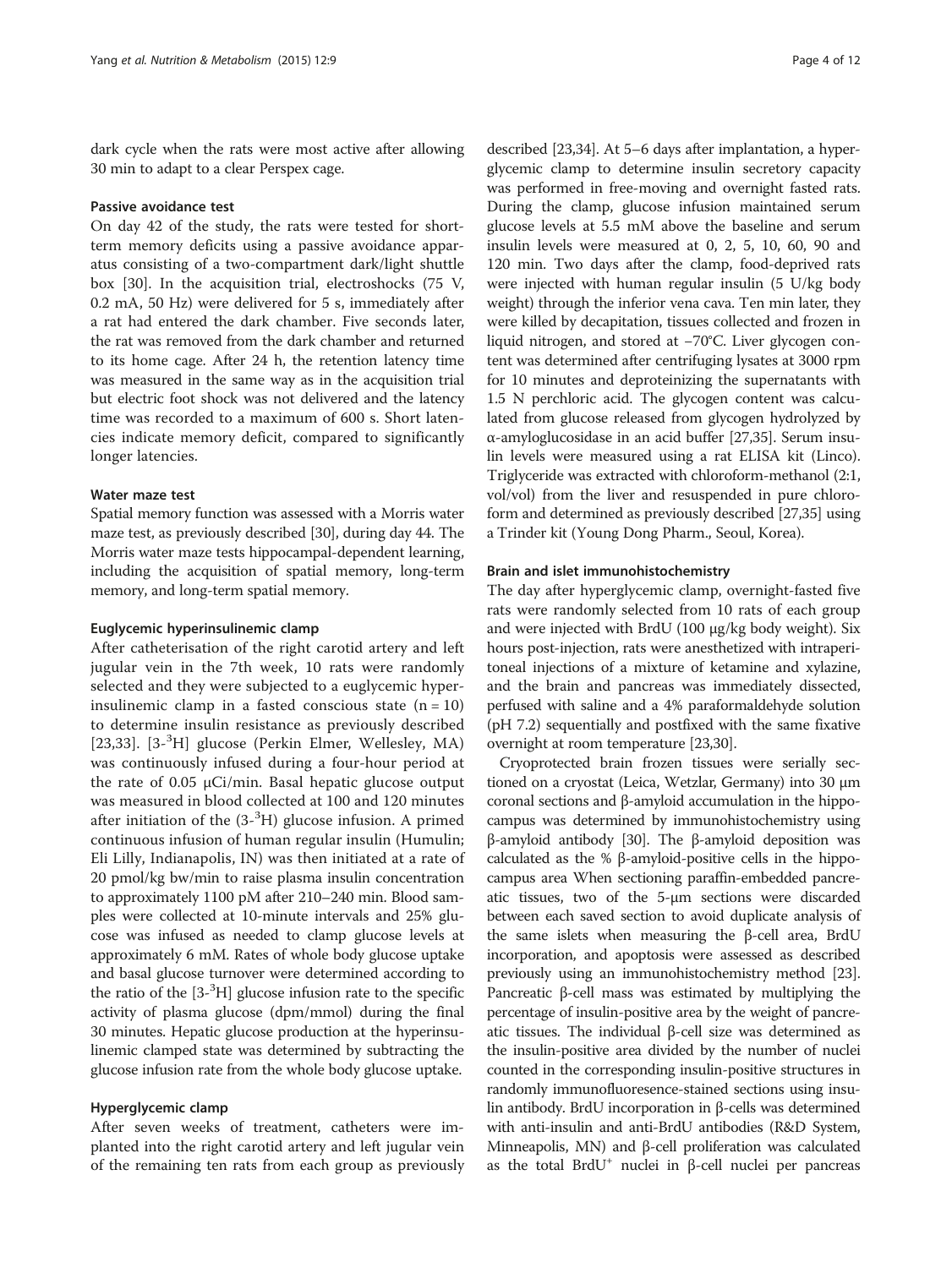dark cycle when the rats were most active after allowing 30 min to adapt to a clear Perspex cage.

#### Passive avoidance test

On day 42 of the study, the rats were tested for short-term memory deficits using a passive avoidance apparatus consisting of a two-compartment dark/light shuttle box [30]. In the acquisition trial, electroshocks (75 V, 0.2 mA, 50 Hz) were delivered for 5 s, immediately after a rat had entered the dark chamber. Five seconds later, the rat was removed from the dark chamber and returned to its home cage. After 24 h, the retention latency time was measured in the same way as in the acquisition trial but electric foot shock was not delivered and the latency time was recorded to a maximum of 600 s. Short latencies indicate memory deficit, compared to significantly longer latencies.

#### Water maze test

Spatial memory function was assessed with a Morris water maze test, as previously described [30], during day 44. The Morris water maze tests hippocampal-dependent learning, including the acquisition of spatial memory, long-term memory, and long-term spatial memory.

#### Euglycemic hyperinsulinemic clamp

After catheterisation of the right carotid artery and left jugular vein in the 7th week, 10 rats were randomly selected and they were subjected to a euglycemic hyperinsulinemic clamp in a fasted conscious state ($n = 10$) to determine insulin resistance as previously described [23,33]. [3-$^{3}$H] glucose (Perkin Elmer, Wellesley, MA) was continuously infused during a four-hour period at the rate of 0.05 μCi/min. Basal hepatic glucose output was measured in blood collected at 100 and 120 minutes after initiation of the (3-$^{3}$H) glucose infusion. A primed continuous infusion of human regular insulin (Humulin; Eli Lilly, Indianapolis, IN) was then initiated at a rate of 20 pmol/kg bw/min to raise plasma insulin concentration to approximately 1100 pM after 210–240 min. Blood samples were collected at 10-minute intervals and 25% glucose was infused as needed to clamp glucose levels at approximately 6 mM. Rates of whole body glucose uptake and basal glucose turnover were determined according to the ratio of the [3-$^{3}$H] glucose infusion rate to the specific activity of plasma glucose (dpm/mmol) during the final 30 minutes. Hepatic glucose production at the hyperinsulinemic clamped state was determined by subtracting the glucose infusion rate from the whole body glucose uptake.

#### Hyperglycemic clamp

After seven weeks of treatment, catheters were implanted into the right carotid artery and left jugular vein of the remaining ten rats from each group as previously described [23,34]. At 5–6 days after implantation, a hyperglycemic clamp to determine insulin secretory capacity was performed in free-moving and overnight fasted rats. During the clamp, glucose infusion maintained serum glucose levels at 5.5 mM above the baseline and serum insulin levels were measured at 0, 2, 5, 10, 60, 90 and 120 min. Two days after the clamp, food-deprived rats were injected with human regular insulin (5 U/kg body weight) through the inferior vena cava. Ten min later, they were killed by decapitation, tissues collected and frozen in liquid nitrogen, and stored at −70°C. Liver glycogen content was determined after centrifuging lysates at 3000 rpm for 10 minutes and deproteinizing the supernatants with 1.5 N perchloric acid. The glycogen content was calculated from glucose released from glycogen hydrolyzed by α-amyloglucosidase in an acid buffer [27,35]. Serum insulin levels were measured using a rat ELISA kit (Linco). Triglyceride was extracted with chloroform-methanol (2:1, vol/vol) from the liver and resuspended in pure chloroform and determined as previously described [27,35] using a Trinder kit (Young Dong Pharm., Seoul, Korea).

#### Brain and islet immunohistochemistry

The day after hyperglycemic clamp, overnight-fasted five rats were randomly selected from 10 rats of each group and were injected with BrdU (100 μg/kg body weight). Six hours post-injection, rats were anesthetized with intraperitoneal injections of a mixture of ketamine and xylazine, and the brain and pancreas was immediately dissected, perfused with saline and a 4% paraformaldehyde solution (pH 7.2) sequentially and postfixed with the same fixative overnight at room temperature [23,30].

Cryoprotected brain frozen tissues were serially sectioned on a cryostat (Leica, Wetzlar, Germany) into 30 μm coronal sections and β-amyloid accumulation in the hippocampus was determined by immunohistochemistry using β-amyloid antibody [30]. The β-amyloid deposition was calculated as the % β-amyloid-positive cells in the hippocampus area When sectioning paraffin-embedded pancreatic tissues, two of the 5-μm sections were discarded between each saved section to avoid duplicate analysis of the same islets when measuring the β-cell area, BrdU incorporation, and apoptosis were assessed as described previously using an immunohistochemistry method [23]. Pancreatic β-cell mass was estimated by multiplying the percentage of insulin-positive area by the weight of pancreatic tissues. The individual β-cell size was determined as the insulin-positive area divided by the number of nuclei counted in the corresponding insulin-positive structures in randomly immunofluoresence-stained sections using insulin antibody. BrdU incorporation in β-cells was determined with anti-insulin and anti-BrdU antibodies (R&D System, Minneapolis, MN) and β-cell proliferation was calculated as the total BrdU$^{+}$ nuclei in β-cell nuclei per pancreas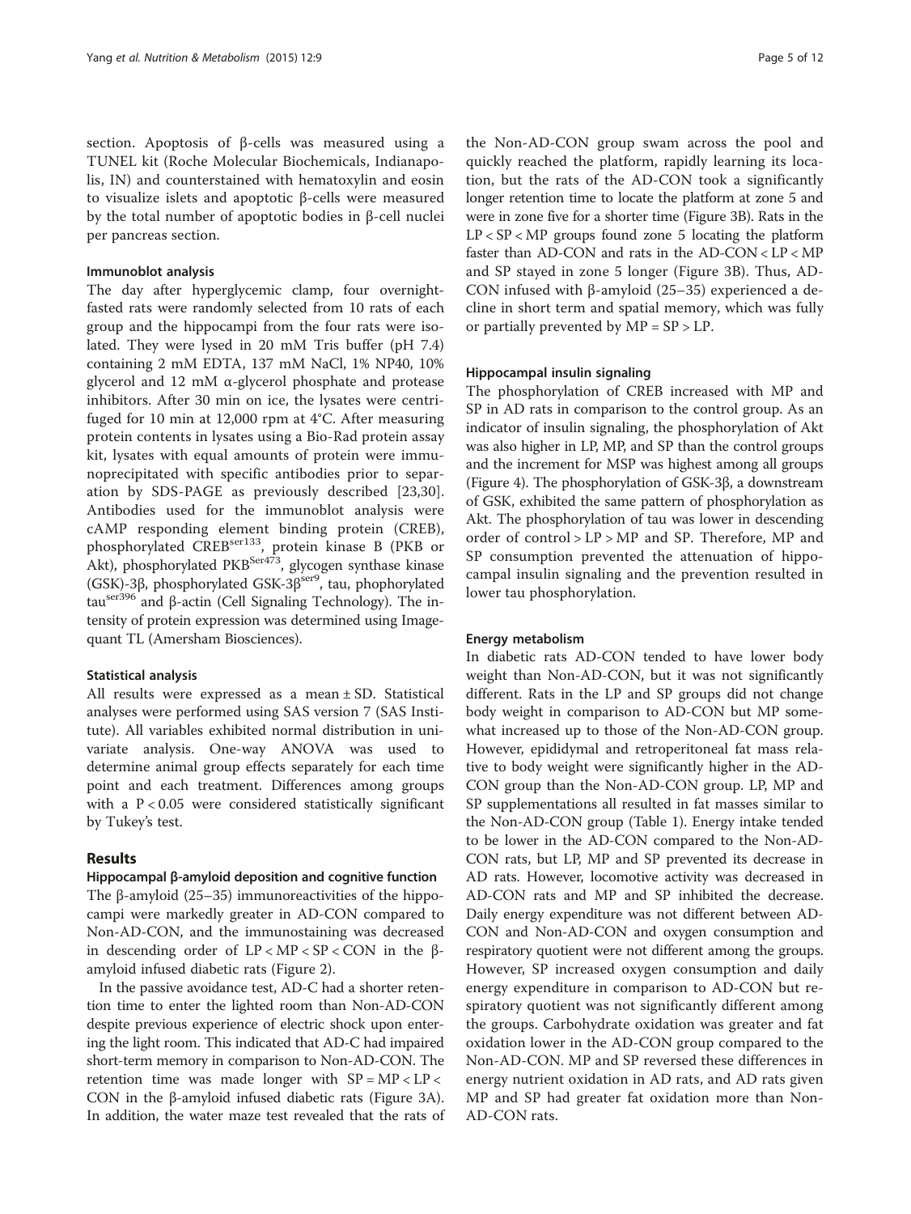section. Apoptosis of β-cells was measured using a TUNEL kit (Roche Molecular Biochemicals, Indianapolis, IN) and counterstained with hematoxylin and eosin to visualize islets and apoptotic β-cells were measured by the total number of apoptotic bodies in β-cell nuclei per pancreas section.

### Immunoblot analysis

The day after hyperglycemic clamp, four overnight-fasted rats were randomly selected from 10 rats of each group and the hippocampi from the four rats were isolated. They were lysed in 20 mM Tris buffer (pH 7.4) containing 2 mM EDTA, 137 mM NaCl, 1% NP40, 10% glycerol and 12 mM α-glycerol phosphate and protease inhibitors. After 30 min on ice, the lysates were centrifuged for 10 min at 12,000 rpm at 4°C. After measuring protein contents in lysates using a Bio-Rad protein assay kit, lysates with equal amounts of protein were immunoprecipitated with specific antibodies prior to separation by SDS-PAGE as previously described [23,30]. Antibodies used for the immunoblot analysis were cAMP responding element binding protein (CREB), phosphorylated $CREB^{ser133}$, protein kinase B (PKB or Akt), phosphorylated $PKB^{Ser473}$, glycogen synthase kinase (GSK)-3β, phosphorylated GSK-$3β^{ser9}$, tau, phophorylated $tau^{ser396}$ and β-actin (Cell Signaling Technology). The intensity of protein expression was determined using Imagequant TL (Amersham Biosciences).

### Statistical analysis

All results were expressed as a mean ± SD. Statistical analyses were performed using SAS version 7 (SAS Institute). All variables exhibited normal distribution in univariate analysis. One-way ANOVA was used to determine animal group effects separately for each time point and each treatment. Differences among groups with a $P < 0.05$ were considered statistically significant by Tukey's test.

## Results

### Hippocampal β-amyloid deposition and cognitive function

The β-amyloid (25–35) immunoreactivities of the hippocampi were markedly greater in AD-CON compared to Non-AD-CON, and the immunostaining was decreased in descending order of LP < MP < SP < CON in the β-amyloid infused diabetic rats (Figure 2).

In the passive avoidance test, AD-C had a shorter retention time to enter the lighted room than Non-AD-CON despite previous experience of electric shock upon entering the light room. This indicated that AD-C had impaired short-term memory in comparison to Non-AD-CON. The retention time was made longer with SP = MP < LP < CON in the β-amyloid infused diabetic rats (Figure 3A). In addition, the water maze test revealed that the rats of the Non-AD-CON group swam across the pool and quickly reached the platform, rapidly learning its location, but the rats of the AD-CON took a significantly longer retention time to locate the platform at zone 5 and were in zone five for a shorter time (Figure 3B). Rats in the LP < SP < MP groups found zone 5 locating the platform faster than AD-CON and rats in the AD-CON < LP < MP and SP stayed in zone 5 longer (Figure 3B). Thus, AD-CON infused with β-amyloid (25–35) experienced a decline in short term and spatial memory, which was fully or partially prevented by MP = SP > LP.

### Hippocampal insulin signaling

The phosphorylation of CREB increased with MP and SP in AD rats in comparison to the control group. As an indicator of insulin signaling, the phosphorylation of Akt was also higher in LP, MP, and SP than the control groups and the increment for MSP was highest among all groups (Figure 4). The phosphorylation of GSK-3β, a downstream of GSK, exhibited the same pattern of phosphorylation as Akt. The phosphorylation of tau was lower in descending order of control > LP > MP and SP. Therefore, MP and SP consumption prevented the attenuation of hippocampal insulin signaling and the prevention resulted in lower tau phosphorylation.

### Energy metabolism

In diabetic rats AD-CON tended to have lower body weight than Non-AD-CON, but it was not significantly different. Rats in the LP and SP groups did not change body weight in comparison to AD-CON but MP somewhat increased up to those of the Non-AD-CON group. However, epididymal and retroperitoneal fat mass relative to body weight were significantly higher in the AD-CON group than the Non-AD-CON group. LP, MP and SP supplementations all resulted in fat masses similar to the Non-AD-CON group (Table 1). Energy intake tended to be lower in the AD-CON compared to the Non-AD-CON rats, but LP, MP and SP prevented its decrease in AD rats. However, locomotive activity was decreased in AD-CON rats and MP and SP inhibited the decrease. Daily energy expenditure was not different between AD-CON and Non-AD-CON and oxygen consumption and respiratory quotient were not different among the groups. However, SP increased oxygen consumption and daily energy expenditure in comparison to AD-CON but respiratory quotient was not significantly different among the groups. Carbohydrate oxidation was greater and fat oxidation lower in the AD-CON group compared to the Non-AD-CON. MP and SP reversed these differences in energy nutrient oxidation in AD rats, and AD rats given MP and SP had greater fat oxidation more than Non-AD-CON rats.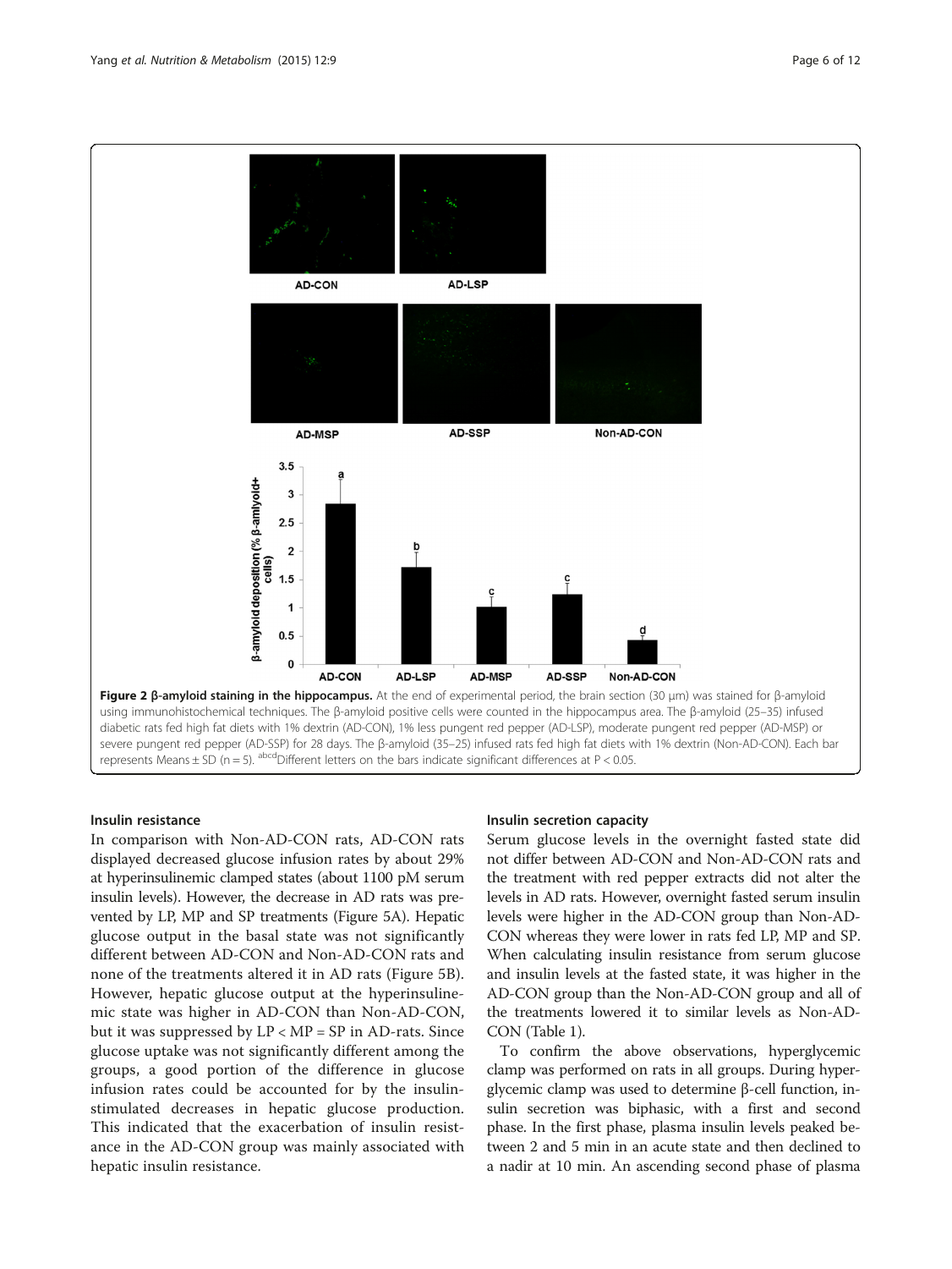**Figure 2 β-amyloid staining in the hippocampus.** At the end of experimental period, the brain section (30 μm) was stained for β-amyloid using immunohistochemical techniques. The β-amyloid positive cells were counted in the hippocampus area. The β-amyloid (25–35) infused diabetic rats fed high fat diets with 1% dextrin (AD-CON), 1% less pungent red pepper (AD-LSP), moderate pungent red pepper (AD-MSP) or severe pungent red pepper (AD-SSP) for 28 days. The β-amyloid (35–25) infused rats fed high fat diets with 1% dextrin (Non-AD-CON). Each bar represents Means ± SD (n = 5). [abcd]Different letters on the bars indicate significant differences at P < 0.05.

### Insulin resistance

In comparison with Non-AD-CON rats, AD-CON rats displayed decreased glucose infusion rates by about 29% at hyperinsulinemic clamped states (about 1100 pM serum insulin levels). However, the decrease in AD rats was prevented by LP, MP and SP treatments (Figure 5A). Hepatic glucose output in the basal state was not significantly different between AD-CON and Non-AD-CON rats and none of the treatments altered it in AD rats (Figure 5B). However, hepatic glucose output at the hyperinsulinemic state was higher in AD-CON than Non-AD-CON, but it was suppressed by LP < MP = SP in AD-rats. Since glucose uptake was not significantly different among the groups, a good portion of the difference in glucose infusion rates could be accounted for by the insulin-stimulated decreases in hepatic glucose production. This indicated that the exacerbation of insulin resistance in the AD-CON group was mainly associated with hepatic insulin resistance.

### Insulin secretion capacity

Serum glucose levels in the overnight fasted state did not differ between AD-CON and Non-AD-CON rats and the treatment with red pepper extracts did not alter the levels in AD rats. However, overnight fasted serum insulin levels were higher in the AD-CON group than Non-AD-CON whereas they were lower in rats fed LP, MP and SP. When calculating insulin resistance from serum glucose and insulin levels at the fasted state, it was higher in the AD-CON group than the Non-AD-CON group and all of the treatments lowered it to similar levels as Non-AD-CON (Table 1).

To confirm the above observations, hyperglycemic clamp was performed on rats in all groups. During hyperglycemic clamp was used to determine β-cell function, insulin secretion was biphasic, with a first and second phase. In the first phase, plasma insulin levels peaked between 2 and 5 min in an acute state and then declined to a nadir at 10 min. An ascending second phase of plasma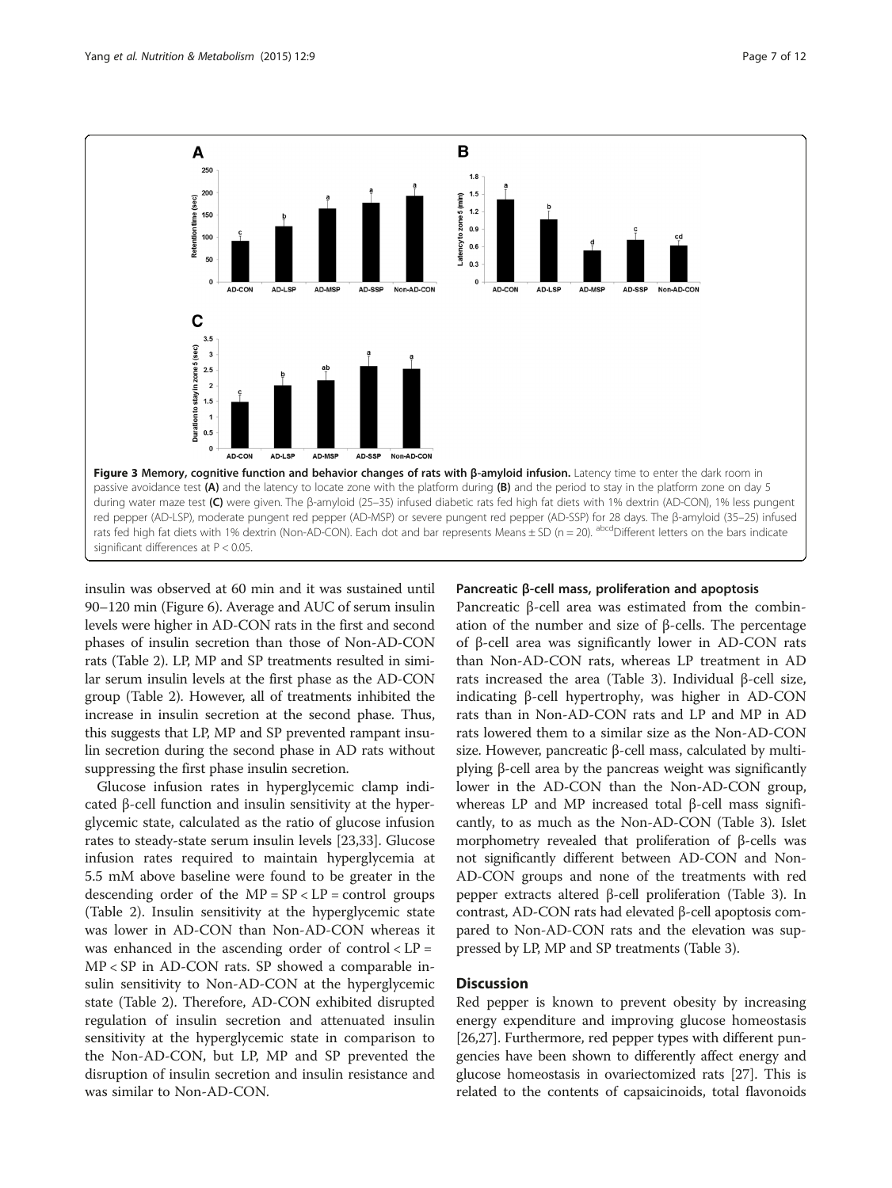**Figure 3 Memory, cognitive function and behavior changes of rats with β-amyloid infusion.** Latency time to enter the dark room in passive avoidance test **(A)** and the latency to locate zone with the platform during **(B)** and the period to stay in the platform zone on day 5 during water maze test **(C)** were given. The β-amyloid (25–35) infused diabetic rats fed high fat diets with 1% dextrin (AD-CON), 1% less pungent red pepper (AD-LSP), moderate pungent red pepper (AD-MSP) or severe pungent red pepper (AD-SSP) for 28 days. The β-amyloid (35–25) infused rats fed high fat diets with 1% dextrin (Non-AD-CON). Each dot and bar represents Means ± SD (n = 20). [abcd]Different letters on the bars indicate significant differences at P < 0.05.

insulin was observed at 60 min and it was sustained until 90–120 min (Figure 6). Average and AUC of serum insulin levels were higher in AD-CON rats in the first and second phases of insulin secretion than those of Non-AD-CON rats (Table 2). LP, MP and SP treatments resulted in similar serum insulin levels at the first phase as the AD-CON group (Table 2). However, all of treatments inhibited the increase in insulin secretion at the second phase. Thus, this suggests that LP, MP and SP prevented rampant insulin secretion during the second phase in AD rats without suppressing the first phase insulin secretion.

Glucose infusion rates in hyperglycemic clamp indicated β-cell function and insulin sensitivity at the hyperglycemic state, calculated as the ratio of glucose infusion rates to steady-state serum insulin levels [23,33]. Glucose infusion rates required to maintain hyperglycemia at 5.5 mM above baseline were found to be greater in the descending order of the MP = SP < LP = control groups (Table 2). Insulin sensitivity at the hyperglycemic state was lower in AD-CON than Non-AD-CON whereas it was enhanced in the ascending order of control < LP = MP < SP in AD-CON rats. SP showed a comparable insulin sensitivity to Non-AD-CON at the hyperglycemic state (Table 2). Therefore, AD-CON exhibited disrupted regulation of insulin secretion and attenuated insulin sensitivity at the hyperglycemic state in comparison to the Non-AD-CON, but LP, MP and SP prevented the disruption of insulin secretion and insulin resistance and was similar to Non-AD-CON.

### Pancreatic β-cell mass, proliferation and apoptosis

Pancreatic β-cell area was estimated from the combination of the number and size of β-cells. The percentage of β-cell area was significantly lower in AD-CON rats than Non-AD-CON rats, whereas LP treatment in AD rats increased the area (Table 3). Individual β-cell size, indicating β-cell hypertrophy, was higher in AD-CON rats than in Non-AD-CON rats and LP and MP in AD rats lowered them to a similar size as the Non-AD-CON size. However, pancreatic β-cell mass, calculated by multiplying β-cell area by the pancreas weight was significantly lower in the AD-CON than the Non-AD-CON group, whereas LP and MP increased total β-cell mass significantly, to as much as the Non-AD-CON (Table 3). Islet morphometry revealed that proliferation of β-cells was not significantly different between AD-CON and Non-AD-CON groups and none of the treatments with red pepper extracts altered β-cell proliferation (Table 3). In contrast, AD-CON rats had elevated β-cell apoptosis compared to Non-AD-CON rats and the elevation was suppressed by LP, MP and SP treatments (Table 3).

## Discussion

Red pepper is known to prevent obesity by increasing energy expenditure and improving glucose homeostasis [26,27]. Furthermore, red pepper types with different pungencies have been shown to differently affect energy and glucose homeostasis in ovariectomized rats [27]. This is related to the contents of capsaicinoids, total flavonoids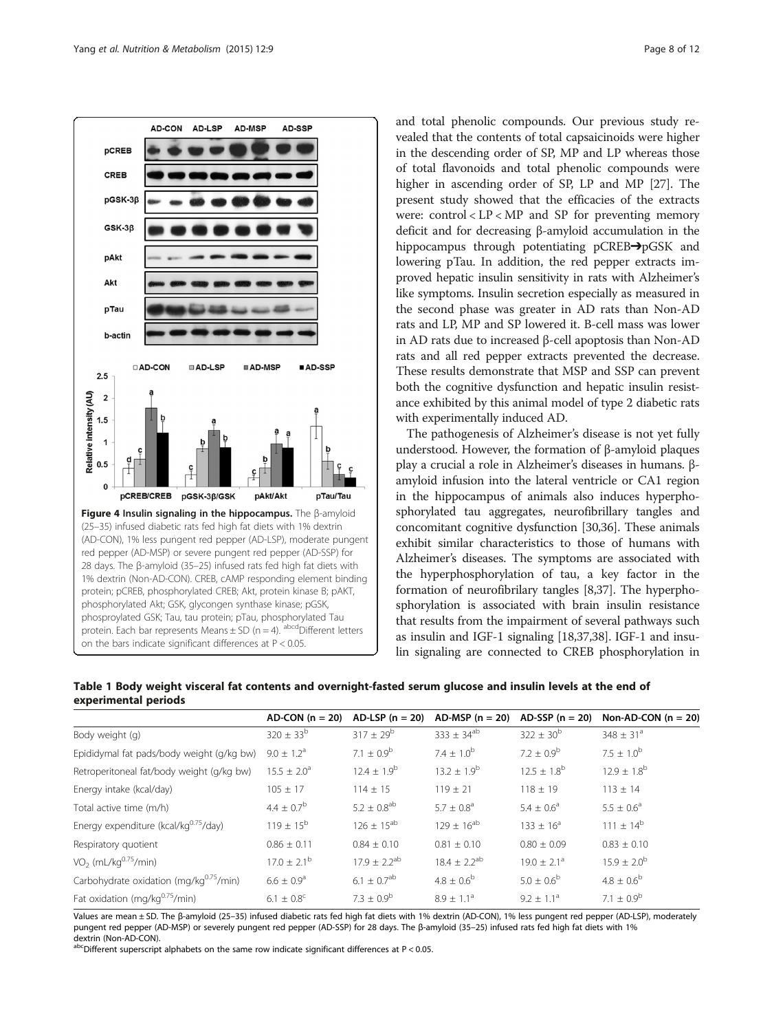**Figure 4 Insulin signaling in the hippocampus.** The β-amyloid (25–35) infused diabetic rats fed high fat diets with 1% dextrin (AD-CON), 1% less pungent red pepper (AD-LSP), moderate pungent red pepper (AD-MSP) or severe pungent red pepper (AD-SSP) for 28 days. The β-amyloid (35–25) infused rats fed high fat diets with 1% dextrin (Non-AD-CON). CREB, cAMP responding element binding protein; pCREB, phosphorylated CREB; Akt, protein kinase B; pAKT, phosphorylated Akt; GSK, glycongen synthase kinase; pGSK, phosproylated GSK; Tau, tau protein; pTau, phosphorylated Tau protein. Each bar represents Means ± SD (n = 4). [abcd]Different letters on the bars indicate significant differences at P < 0.05.

and total phenolic compounds. Our previous study revealed that the contents of total capsaicinoids were higher in the descending order of SP, MP and LP whereas those of total flavonoids and total phenolic compounds were higher in ascending order of SP, LP and MP [27]. The present study showed that the efficacies of the extracts were: control < LP < MP and SP for preventing memory deficit and for decreasing β-amyloid accumulation in the hippocampus through potentiating pCREB➔pGSK and lowering pTau. In addition, the red pepper extracts improved hepatic insulin sensitivity in rats with Alzheimer's like symptoms. Insulin secretion especially as measured in the second phase was greater in AD rats than Non-AD rats and LP, MP and SP lowered it. Β-cell mass was lower in AD rats due to increased β-cell apoptosis than Non-AD rats and all red pepper extracts prevented the decrease. These results demonstrate that MSP and SSP can prevent both the cognitive dysfunction and hepatic insulin resistance exhibited by this animal model of type 2 diabetic rats with experimentally induced AD.

The pathogenesis of Alzheimer's disease is not yet fully understood. However, the formation of β-amyloid plaques play a crucial a role in Alzheimer's diseases in humans. β-amyloid infusion into the lateral ventricle or CA1 region in the hippocampus of animals also induces hyperphosphorylated tau aggregates, neurofibrillary tangles and concomitant cognitive dysfunction [30,36]. These animals exhibit similar characteristics to those of humans with Alzheimer's diseases. The symptoms are associated with the hyperphosphorylation of tau, a key factor in the formation of neurofibrilary tangles [8,37]. The hyperphosphorylation is associated with brain insulin resistance that results from the impairment of several pathways such as insulin and IGF-1 signaling [18,37,38]. IGF-1 and insulin signaling are connected to CREB phosphorylation in

**Table 1 Body weight visceral fat contents and overnight-fasted serum glucose and insulin levels at the end of experimental periods**

| | AD-CON (n = 20) | AD-LSP (n = 20) | AD-MSP (n = 20) | AD-SSP (n = 20) | Non-AD-CON (n = 20) |
|---|---|---|---|---|---|
| Body weight (g) | 320 ± 33[b] | 317 ± 29[b] | 333 ± 34[ab] | 322 ± 30[b] | 348 ± 31[a] |
| Epididymal fat pads/body weight (g/kg bw) | 9.0 ± 1.2[a] | 7.1 ± 0.9[b] | 7.4 ± 1.0[b] | 7.2 ± 0.9[b] | 7.5 ± 1.0[b] |
| Retroperitoneal fat/body weight (g/kg bw) | 15.5 ± 2.0[a] | 12.4 ± 1.9[b] | 13.2 ± 1.9[b] | 12.5 ± 1.8[b] | 12.9 ± 1.8[b] |
| Energy intake (kcal/day) | 105 ± 17 | 114 ± 15 | 119 ± 21 | 118 ± 19 | 113 ± 14 |
| Total active time (m/h) | 4.4 ± 0.7[b] | 5.2 ± 0.8[ab] | 5.7 ± 0.8[a] | 5.4 ± 0.6[a] | 5.5 ± 0.6[a] |
| Energy expenditure (kcal/kg$^{0.75}$/day) | 119 ± 15[b] | 126 ± 15[ab] | 129 ± 16[ab] | 133 ± 16[a] | 111 ± 14[b] |
| Respiratory quotient | 0.86 ± 0.11 | 0.84 ± 0.10 | 0.81 ± 0.10 | 0.80 ± 0.09 | 0.83 ± 0.10 |
| $VO_2$ (mL/kg$^{0.75}$/min) | 17.0 ± 2.1[b] | 17.9 ± 2.2[ab] | 18.4 ± 2.2[ab] | 19.0 ± 2.1[a] | 15.9 ± 2.0[b] |
| Carbohydrate oxidation (mg/kg$^{0.75}$/min) | 6.6 ± 0.9[a] | 6.1 ± 0.7[ab] | 4.8 ± 0.6[b] | 5.0 ± 0.6[b] | 4.8 ± 0.6[b] |
| Fat oxidation (mg/kg$^{0.75}$/min) | 6.1 ± 0.8[c] | 7.3 ± 0.9[b] | 8.9 ± 1.1[a] | 9.2 ± 1.1[a] | 7.1 ± 0.9[b] |

Values are mean ± SD. The β-amyloid (25–35) infused diabetic rats fed high fat diets with 1% dextrin (AD-CON), 1% less pungent red pepper (AD-LSP), moderately pungent red pepper (AD-MSP) or severely pungent red pepper (AD-SSP) for 28 days. The β-amyloid (35–25) infused rats fed high fat diets with 1% dextrin (Non-AD-CON).
[abc]Different superscript alphabets on the same row indicate significant differences at P < 0.05.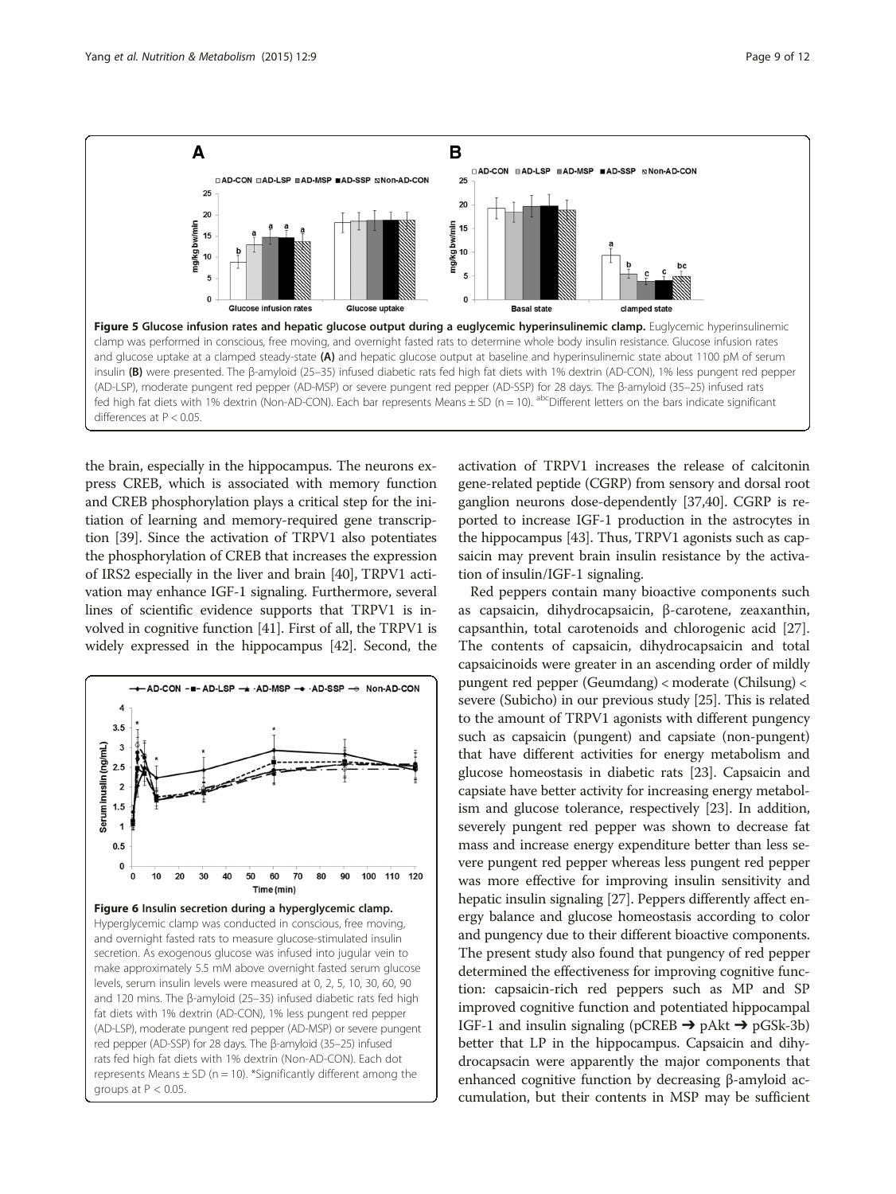**Figure 5 Glucose infusion rates and hepatic glucose output during a euglycemic hyperinsulinemic clamp.** Euglycemic hyperinsulinemic clamp was performed in conscious, free moving, and overnight fasted rats to determine whole body insulin resistance. Glucose infusion rates and glucose uptake at a clamped steady-state **(A)** and hepatic glucose output at baseline and hyperinsulinemic state about 1100 pM of serum insulin **(B)** were presented. The β-amyloid (25–35) infused diabetic rats fed high fat diets with 1% dextrin (AD-CON), 1% less pungent red pepper (AD-LSP), moderate pungent red pepper (AD-MSP) or severe pungent red pepper (AD-SSP) for 28 days. The β-amyloid (35–25) infused rats fed high fat diets with 1% dextrin (Non-AD-CON). Each bar represents Means ± SD (n = 10). [abc]Different letters on the bars indicate significant differences at P < 0.05.

the brain, especially in the hippocampus. The neurons express CREB, which is associated with memory function and CREB phosphorylation plays a critical step for the initiation of learning and memory-required gene transcription [39]. Since the activation of TRPV1 also potentiates the phosphorylation of CREB that increases the expression of IRS2 especially in the liver and brain [40], TRPV1 activation may enhance IGF-1 signaling. Furthermore, several lines of scientific evidence supports that TRPV1 is involved in cognitive function [41]. First of all, the TRPV1 is widely expressed in the hippocampus [42]. Second, the activation of TRPV1 increases the release of calcitonin gene-related peptide (CGRP) from sensory and dorsal root ganglion neurons dose-dependently [37,40]. CGRP is reported to increase IGF-1 production in the astrocytes in the hippocampus [43]. Thus, TRPV1 agonists such as capsaicin may prevent brain insulin resistance by the activation of insulin/IGF-1 signaling.

**Figure 6 Insulin secretion during a hyperglycemic clamp.** Hyperglycemic clamp was conducted in conscious, free moving, and overnight fasted rats to measure glucose-stimulated insulin secretion. As exogenous glucose was infused into jugular vein to make approximately 5.5 mM above overnight fasted serum glucose levels, serum insulin levels were measured at 0, 2, 5, 10, 30, 60, 90 and 120 mins. The β-amyloid (25–35) infused diabetic rats fed high fat diets with 1% dextrin (AD-CON), 1% less pungent red pepper (AD-LSP), moderate pungent red pepper (AD-MSP) or severe pungent red pepper (AD-SSP) for 28 days. The β-amyloid (35–25) infused rats fed high fat diets with 1% dextrin (Non-AD-CON). Each dot represents Means ± SD (n = 10). *Significantly different among the groups at P < 0.05.

Red peppers contain many bioactive components such as capsaicin, dihydrocapsaicin, β-carotene, zeaxanthin, capsanthin, total carotenoids and chlorogenic acid [27]. The contents of capsaicin, dihydrocapsaicin and total capsaicinoids were greater in an ascending order of mildly pungent red pepper (Geumdang) < moderate (Chilsung) < severe (Subicho) in our previous study [25]. This is related to the amount of TRPV1 agonists with different pungency such as capsaicin (pungent) and capsiate (non-pungent) that have different activities for energy metabolism and glucose homeostasis in diabetic rats [23]. Capsaicin and capsiate have better activity for increasing energy metabolism and glucose tolerance, respectively [23]. In addition, severely pungent red pepper was shown to decrease fat mass and increase energy expenditure better than less severe pungent red pepper whereas less pungent red pepper was more effective for improving insulin sensitivity and hepatic insulin signaling [27]. Peppers differently affect energy balance and glucose homeostasis according to color and pungency due to their different bioactive components. The present study also found that pungency of red pepper determined the effectiveness for improving cognitive function: capsaicin-rich red peppers such as MP and SP improved cognitive function and potentiated hippocampal IGF-1 and insulin signaling (pCREB ➔ pAkt ➔ pGSk-3b) better that LP in the hippocampus. Capsaicin and dihydrocapsacin were apparently the major components that enhanced cognitive function by decreasing β-amyloid accumulation, but their contents in MSP may be sufficient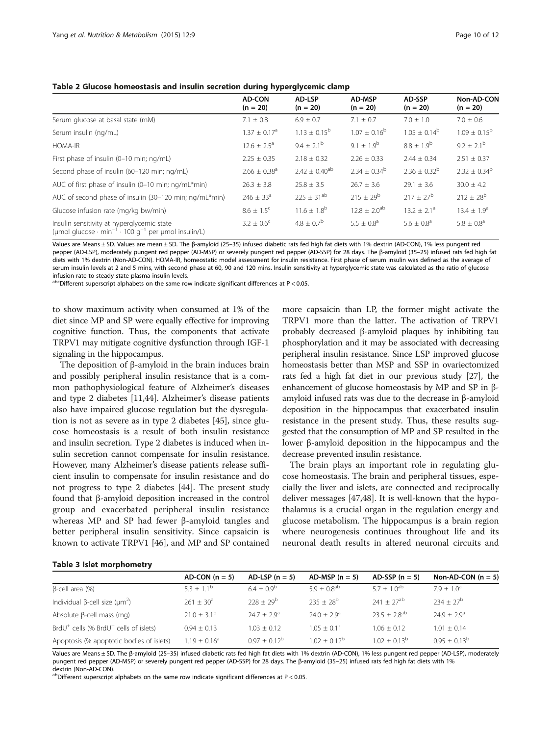**Table 2 Glucose homeostasis and insulin secretion during hyperglycemic clamp**

| | AD-CON (n = 20) | AD-LSP (n = 20) | AD-MSP (n = 20) | AD-SSP (n = 20) | Non-AD-CON (n = 20) |
|---|---|---|---|---|---|
| Serum glucose at basal state (mM) | 7.1 ± 0.8 | 6.9 ± 0.7 | 7.1 ± 0.7 | 7.0 ± 1.0 | 7.0 ± 0.6 |
| Serum insulin (ng/mL) | 1.37 ± 0.17[a] | 1.13 ± 0.15[b] | 1.07 ± 0.16[b] | 1.05 ± 0.14[b] | 1.09 ± 0.15[b] |
| HOMA-IR | 12.6 ± 2.5[a] | 9.4 ± 2.1[b] | 9.1 ± 1.9[b] | 8.8 ± 1.9[b] | 9.2 ± 2.1[b] |
| First phase of insulin (0–10 min; ng/mL) | 2.25 ± 0.35 | 2.18 ± 0.32 | 2.26 ± 0.33 | 2.44 ± 0.34 | 2.51 ± 0.37 |
| Second phase of insulin (60–120 min; ng/mL) | 2.66 ± 0.38[a] | 2.42 ± 0.40[ab] | 2.34 ± 0.34[b] | 2.36 ± 0.32[b] | 2.32 ± 0.34[b] |
| AUC of first phase of insulin (0–10 min; ng/mL*min) | 26.3 ± 3.8 | 25.8 ± 3.5 | 26.7 ± 3.6 | 29.1 ± 3.6 | 30.0 ± 4.2 |
| AUC of second phase of insulin (30–120 min; ng/mL*min) | 246 ± 33[a] | 225 ± 31[ab] | 215 ± 29[b] | 217 ± 27[b] | 212 ± 28[b] |
| Glucose infusion rate (mg/kg bw/min) | 8.6 ± 1.5[c] | 11.6 ± 1.8[b] | 12.8 ± 2.0[ab] | 13.2 ± 2.1[a] | 13.4 ± 1.9[a] |
| Insulin sensitivity at hyperglycemic state (μmol glucose · $min^{-1}$ · 100 $g^{-1}$ per μmol insulin/L) | 3.2 ± 0.6[c] | 4.8 ± 0.7[b] | 5.5 ± 0.8[a] | 5.6 ± 0.8[a] | 5.8 ± 0.8[a] |

Values are Means ± SD. Values are mean ± SD. The β-amyloid (25–35) infused diabetic rats fed high fat diets with 1% dextrin (AD-CON), 1% less pungent red pepper (AD-LSP), moderately pungent red pepper (AD-MSP) or severely pungent red pepper (AD-SSP) for 28 days. The β-amyloid (35–25) infused rats fed high fat diets with 1% dextrin (Non-AD-CON). HOMA-IR, homeostatic model assessment for insulin resistance. First phase of serum insulin was defined as the average of serum insulin levels at 2 and 5 mins, with second phase at 60, 90 and 120 mins. Insulin sensitivity at hyperglycemic state was calculated as the ratio of glucose infusion rate to steady-state plasma insulin levels.

[abc]Different superscript alphabets on the same row indicate significant differences at $P < 0.05$.

to show maximum activity when consumed at 1% of the diet since MP and SP were equally effective for improving cognitive function. Thus, the components that activate TRPV1 may mitigate cognitive dysfunction through IGF-1 signaling in the hippocampus.

The deposition of β-amyloid in the brain induces brain and possibly peripheral insulin resistance that is a common pathophysiological feature of Alzheimer's diseases and type 2 diabetes [11,44]. Alzheimer's disease patients also have impaired glucose regulation but the dysregulation is not as severe as in type 2 diabetes [45], since glucose homeostasis is a result of both insulin resistance and insulin secretion. Type 2 diabetes is induced when insulin secretion cannot compensate for insulin resistance. However, many Alzheimer's disease patients release sufficient insulin to compensate for insulin resistance and do not progress to type 2 diabetes [44]. The present study found that β-amyloid deposition increased in the control group and exacerbated peripheral insulin resistance whereas MP and SP had fewer β-amyloid tangles and better peripheral insulin sensitivity. Since capsaicin is known to activate TRPV1 [46], and MP and SP contained more capsaicin than LP, the former might activate the TRPV1 more than the latter. The activation of TRPV1 probably decreased β-amyloid plaques by inhibiting tau phosphorylation and it may be associated with decreasing peripheral insulin resistance. Since LSP improved glucose homeostasis better than MSP and SSP in ovariectomized rats fed a high fat diet in our previous study [27], the enhancement of glucose homeostasis by MP and SP in β-amyloid infused rats was due to the decrease in β-amyloid deposition in the hippocampus that exacerbated insulin resistance in the present study. Thus, these results suggested that the consumption of MP and SP resulted in the lower β-amyloid deposition in the hippocampus and the decrease prevented insulin resistance.

The brain plays an important role in regulating glucose homeostasis. The brain and peripheral tissues, especially the liver and islets, are connected and reciprocally deliver messages [47,48]. It is well-known that the hypothalamus is a crucial organ in the regulation energy and glucose metabolism. The hippocampus is a brain region where neurogenesis continues throughout life and its neuronal death results in altered neuronal circuits and

**Table 3 Islet morphometry**

| | AD-CON (n = 5) | AD-LSP (n = 5) | AD-MSP (n = 5) | AD-SSP (n = 5) | Non-AD-CON (n = 5) |
|---|---|---|---|---|---|
| β-cell area (%) | 5.3 ± 1.1[b] | 6.4 ± 0.9[b] | 5.9 ± 0.8[ab] | 5.7 ± 1.0[ab] | 7.9 ± 1.0[a] |
| Individual β-cell size ($\mu m^2$) | 261 ± 30[a] | 228 ± 29[b] | 235 ± 28[b] | 241 ± 27[ab] | 234 ± 27[b] |
| Absolute β-cell mass (mg) | 21.0 ± 3.1[b] | 24.7 ± 2.9[a] | 24.0 ± 2.9[a] | 23.5 ± 2.8[ab] | 24.9 ± 2.9[a] |
| $BrdU^+$ cells (% $BrdU^+$ cells of islets) | 0.94 ± 0.13 | 1.03 ± 0.12 | 1.05 ± 0.11 | 1.06 ± 0.12 | 1.01 ± 0.14 |
| Apoptosis (% apoptotic bodies of islets) | 1.19 ± 0.16[a] | 0.97 ± 0.12[b] | 1.02 ± 0.12[b] | 1.02 ± 0.13[b] | 0.95 ± 0.13[b] |

Values are Means ± SD. The β-amyloid (25–35) infused diabetic rats fed high fat diets with 1% dextrin (AD-CON), 1% less pungent red pepper (AD-LSP), moderately pungent red pepper (AD-MSP) or severely pungent red pepper (AD-SSP) for 28 days. The β-amyloid (35–25) infused rats fed high fat diets with 1% dextrin (Non-AD-CON).

[ab]Different superscript alphabets on the same row indicate significant differences at $P < 0.05$.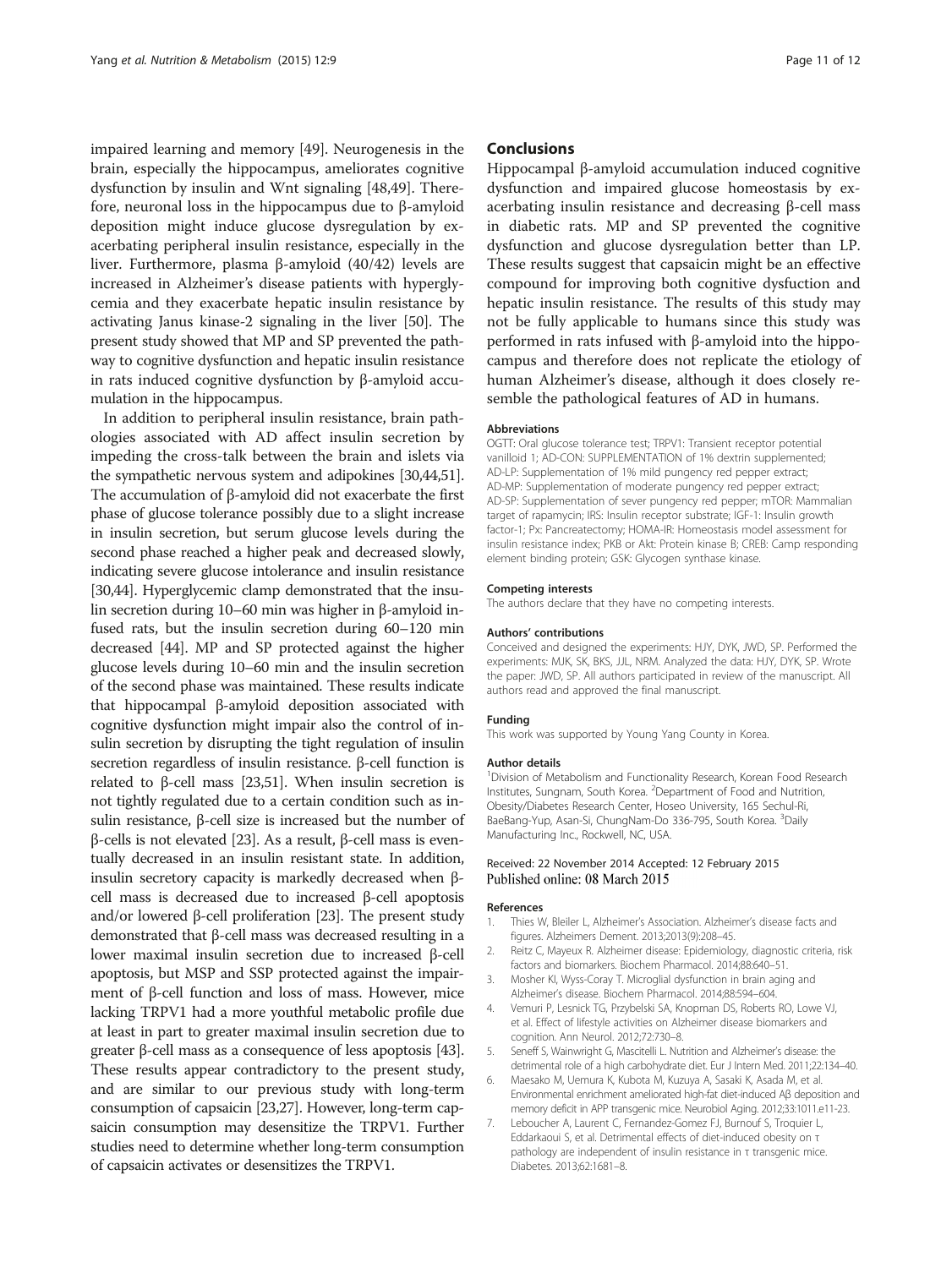impaired learning and memory [49]. Neurogenesis in the brain, especially the hippocampus, ameliorates cognitive dysfunction by insulin and Wnt signaling [48,49]. Therefore, neuronal loss in the hippocampus due to β-amyloid deposition might induce glucose dysregulation by exacerbating peripheral insulin resistance, especially in the liver. Furthermore, plasma β-amyloid (40/42) levels are increased in Alzheimer's disease patients with hyperglycemia and they exacerbate hepatic insulin resistance by activating Janus kinase-2 signaling in the liver [50]. The present study showed that MP and SP prevented the pathway to cognitive dysfunction and hepatic insulin resistance in rats induced cognitive dysfunction by β-amyloid accumulation in the hippocampus.

In addition to peripheral insulin resistance, brain pathologies associated with AD affect insulin secretion by impeding the cross-talk between the brain and islets via the sympathetic nervous system and adipokines [30,44,51]. The accumulation of β-amyloid did not exacerbate the first phase of glucose tolerance possibly due to a slight increase in insulin secretion, but serum glucose levels during the second phase reached a higher peak and decreased slowly, indicating severe glucose intolerance and insulin resistance [30,44]. Hyperglycemic clamp demonstrated that the insulin secretion during 10–60 min was higher in β-amyloid infused rats, but the insulin secretion during 60–120 min decreased [44]. MP and SP protected against the higher glucose levels during 10–60 min and the insulin secretion of the second phase was maintained. These results indicate that hippocampal β-amyloid deposition associated with cognitive dysfunction might impair also the control of insulin secretion by disrupting the tight regulation of insulin secretion regardless of insulin resistance. β-cell function is related to β-cell mass [23,51]. When insulin secretion is not tightly regulated due to a certain condition such as insulin resistance, β-cell size is increased but the number of β-cells is not elevated [23]. As a result, β-cell mass is eventually decreased in an insulin resistant state. In addition, insulin secretory capacity is markedly decreased when β-cell mass is decreased due to increased β-cell apoptosis and/or lowered β-cell proliferation [23]. The present study demonstrated that β-cell mass was decreased resulting in a lower maximal insulin secretion due to increased β-cell apoptosis, but MSP and SSP protected against the impairment of β-cell function and loss of mass. However, mice lacking TRPV1 had a more youthful metabolic profile due at least in part to greater maximal insulin secretion due to greater β-cell mass as a consequence of less apoptosis [43]. These results appear contradictory to the present study, and are similar to our previous study with long-term consumption of capsaicin [23,27]. However, long-term capsaicin consumption may desensitize the TRPV1. Further studies need to determine whether long-term consumption of capsaicin activates or desensitizes the TRPV1.

## Conclusions

Hippocampal β-amyloid accumulation induced cognitive dysfunction and impaired glucose homeostasis by exacerbating insulin resistance and decreasing β-cell mass in diabetic rats. MP and SP prevented the cognitive dysfunction and glucose dysregulation better than LP. These results suggest that capsaicin might be an effective compound for improving both cognitive dysfunction and hepatic insulin resistance. The results of this study may not be fully applicable to humans since this study was performed in rats infused with β-amyloid into the hippocampus and therefore does not replicate the etiology of human Alzheimer's disease, although it does closely resemble the pathological features of AD in humans.

#### Abbreviations

OGTT: Oral glucose tolerance test; TRPV1: Transient receptor potential vanilloid 1; AD-CON: SUPPLEMENTATION of 1% dextrin supplemented; AD-LP: Supplementation of 1% mild pungency red pepper extract; AD-MP: Supplementation of moderate pungency red pepper extract; AD-SP: Supplementation of sever pungency red pepper; mTOR: Mammalian target of rapamycin; IRS: Insulin receptor substrate; IGF-1: Insulin growth factor-1; Px: Pancreatectomy; HOMA-IR: Homeostasis model assessment for insulin resistance index; PKB or Akt: Protein kinase B; CREB: Camp responding element binding protein; GSK: Glycogen synthase kinase.

#### Competing interests

The authors declare that they have no competing interests.

#### Authors' contributions

Conceived and designed the experiments: HJY, DYK, JWD, SP. Performed the experiments: MJK, SK, BKS, JJL, NRM. Analyzed the data: HJY, DYK, SP. Wrote the paper: JWD, SP. All authors participated in review of the manuscript. All authors read and approved the final manuscript.

#### Funding

This work was supported by Young Yang County in Korea.

#### Author details

[1]Division of Metabolism and Functionality Research, Korean Food Research Institutes, Sungnam, South Korea. [2]Department of Food and Nutrition, Obesity/Diabetes Research Center, Hoseo University, 165 Sechul-Ri, BaeBang-Yup, Asan-Si, ChungNam-Do 336-795, South Korea. [3]Daily Manufacturing Inc., Rockwell, NC, USA.

Received: 22 November 2014 Accepted: 12 February 2015
Published online: 08 March 2015

#### References

1. Thies W, Bleiler L, Alzheimer's Association. Alzheimer's disease facts and figures. Alzheimers Dement. 2013;2013(9):208–45.
2. Reitz C, Mayeux R. Alzheimer disease: Epidemiology, diagnostic criteria, risk factors and biomarkers. Biochem Pharmacol. 2014;88:640–51.
3. Mosher KI, Wyss-Coray T. Microglial dysfunction in brain aging and Alzheimer's disease. Biochem Pharmacol. 2014;88:594–604.
4. Vemuri P, Lesnick TG, Przybelski SA, Knopman DS, Roberts RO, Lowe VJ, et al. Effect of lifestyle activities on Alzheimer disease biomarkers and cognition. Ann Neurol. 2012;72:730–8.
5. Seneff S, Wainwright G, Mascitelli L. Nutrition and Alzheimer's disease: the detrimental role of a high carbohydrate diet. Eur J Intern Med. 2011;22:134–40.
6. Maesako M, Uemura K, Kubota M, Kuzuya A, Sasaki K, Asada M, et al. Environmental enrichment ameliorated high-fat diet-induced Aβ deposition and memory deficit in APP transgenic mice. Neurobiol Aging. 2012;33:1011.e11-23.
7. Leboucher A, Laurent C, Fernandez-Gomez FJ, Burnouf S, Troquier L, Eddarkaoui S, et al. Detrimental effects of diet-induced obesity on τ pathology are independent of insulin resistance in τ transgenic mice. Diabetes. 2013;62:1681–8.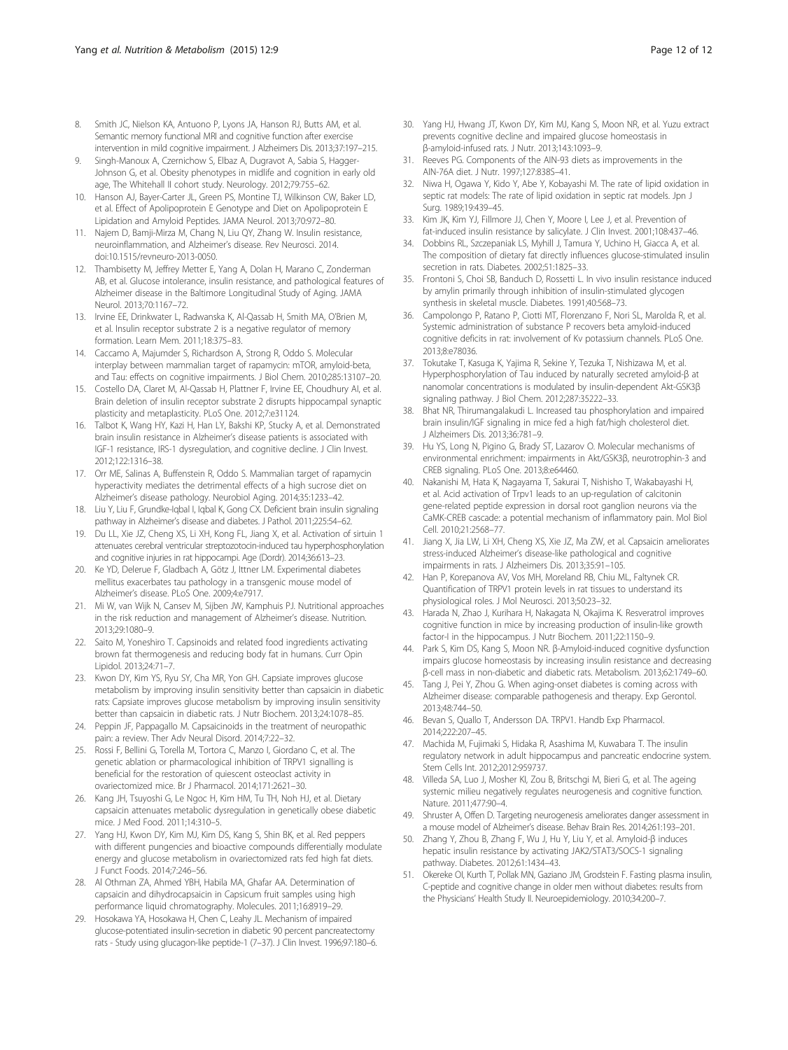8. Smith JC, Nielson KA, Antuono P, Lyons JA, Hanson RJ, Butts AM, et al. Semantic memory functional MRI and cognitive function after exercise intervention in mild cognitive impairment. J Alzheimers Dis. 2013;37:197–215.
9. Singh-Manoux A, Czernichow S, Elbaz A, Dugravot A, Sabia S, Hagger-Johnson G, et al. Obesity phenotypes in midlife and cognition in early old age, The Whitehall II cohort study. Neurology. 2012;79:755–62.
10. Hanson AJ, Bayer-Carter JL, Green PS, Montine TJ, Wilkinson CW, Baker LD, et al. Effect of Apolipoprotein E Genotype and Diet on Apolipoprotein E Lipidation and Amyloid Peptides. JAMA Neurol. 2013;70:972–80.
11. Najem D, Bamji-Mirza M, Chang N, Liu QY, Zhang W. Insulin resistance, neuroinflammation, and Alzheimer's disease. Rev Neurosci. 2014. doi:10.1515/revneuro-2013-0050.
12. Thambisetty M, Jeffrey Metter E, Yang A, Dolan H, Marano C, Zonderman AB, et al. Glucose intolerance, insulin resistance, and pathological features of Alzheimer disease in the Baltimore Longitudinal Study of Aging. JAMA Neurol. 2013;70:1167–72.
13. Irvine EE, Drinkwater L, Radwanska K, Al-Qassab H, Smith MA, O'Brien M, et al. Insulin receptor substrate 2 is a negative regulator of memory formation. Learn Mem. 2011;18:375–83.
14. Caccamo A, Majumder S, Richardson A, Strong R, Oddo S. Molecular interplay between mammalian target of rapamycin: mTOR, amyloid-beta, and Tau: effects on cognitive impairments. J Biol Chem. 2010;285:13107–20.
15. Costello DA, Claret M, Al-Qassab H, Plattner F, Irvine EE, Choudhury AI, et al. Brain deletion of insulin receptor substrate 2 disrupts hippocampal synaptic plasticity and metaplasticity. PLoS One. 2012;7:e31124.
16. Talbot K, Wang HY, Kazi H, Han LY, Bakshi KP, Stucky A, et al. Demonstrated brain insulin resistance in Alzheimer's disease patients is associated with IGF-1 resistance, IRS-1 dysregulation, and cognitive decline. J Clin Invest. 2012;122:1316–38.
17. Orr ME, Salinas A, Buffenstein R, Oddo S. Mammalian target of rapamycin hyperactivity mediates the detrimental effects of a high sucrose diet on Alzheimer's disease pathology. Neurobiol Aging. 2014;35:1233–42.
18. Liu Y, Liu F, Grundke-Iqbal I, Iqbal K, Gong CX. Deficient brain insulin signaling pathway in Alzheimer's disease and diabetes. J Pathol. 2011;225:54–62.
19. Du LL, Xie JZ, Cheng XS, Li XH, Kong FL, Jiang X, et al. Activation of sirtuin 1 attenuates cerebral ventricular streptozotocin-induced tau hyperphosphorylation and cognitive injuries in rat hippocampi. Age (Dordr). 2014;36:613–23.
20. Ke YD, Delerue F, Gladbach A, Götz J, Ittner LM. Experimental diabetes mellitus exacerbates tau pathology in a transgenic mouse model of Alzheimer's disease. PLoS One. 2009;4:e7917.
21. Mi W, van Wijk N, Cansev M, Sijben JW, Kamphuis PJ. Nutritional approaches in the risk reduction and management of Alzheimer's disease. Nutrition. 2013;29:1080–9.
22. Saito M, Yoneshiro T. Capsinoids and related food ingredients activating brown fat thermogenesis and reducing body fat in humans. Curr Opin Lipidol. 2013;24:71–7.
23. Kwon DY, Kim YS, Ryu SY, Cha MR, Yon GH. Capsiate improves glucose metabolism by improving insulin sensitivity better than capsaicin in diabetic rats: Capsiate improves glucose metabolism by improving insulin sensitivity better than capsaicin in diabetic rats. J Nutr Biochem. 2013;24:1078–85.
24. Peppin JF, Pappagallo M. Capsaicinoids in the treatment of neuropathic pain: a review. Ther Adv Neural Disord. 2014;7:22–32.
25. Rossi F, Bellini G, Torella M, Tortora C, Manzo I, Giordano C, et al. The genetic ablation or pharmacological inhibition of TRPV1 signalling is beneficial for the restoration of quiescent osteoclast activity in ovariectomized mice. Br J Pharmacol. 2014;171:2621–30.
26. Kang JH, Tsuyoshi G, Le Ngoc H, Kim HM, Tu TH, Noh HJ, et al. Dietary capsaicin attenuates metabolic dysregulation in genetically obese diabetic mice. J Med Food. 2011;14:310–5.
27. Yang HJ, Kwon DY, Kim MJ, Kim DS, Kang S, Shin BK, et al. Red peppers with different pungencies and bioactive compounds differentially modulate energy and glucose metabolism in ovariectomized rats fed high fat diets. J Funct Foods. 2014;7:246–56.
28. Al Othman ZA, Ahmed YBH, Habila MA, Ghafar AA. Determination of capsaicin and dihydrocapsaicin in Capsicum fruit samples using high performance liquid chromatography. Molecules. 2011;16:8919–29.
29. Hosokawa YA, Hosokawa H, Chen C, Leahy JL. Mechanism of impaired glucose-potentiated insulin-secretion in diabetic 90 percent pancreatectomy rats - Study using glucagon-like peptide-1 (7–37). J Clin Invest. 1996;97:180–6.
30. Yang HJ, Hwang JT, Kwon DY, Kim MJ, Kang S, Moon NR, et al. Yuzu extract prevents cognitive decline and impaired glucose homeostasis in β-amyloid-infused rats. J Nutr. 2013;143:1093–9.
31. Reeves PG. Components of the AIN-93 diets as improvements in the AIN-76A diet. J Nutr. 1997;127:838S–41.
32. Niwa H, Ogawa Y, Kido Y, Abe Y, Kobayashi M. The rate of lipid oxidation in septic rat models: The rate of lipid oxidation in septic rat models. Jpn J Surg. 1989;19:439–45.
33. Kim JK, Kim YJ, Fillmore JJ, Chen Y, Moore I, Lee J, et al. Prevention of fat-induced insulin resistance by salicylate. J Clin Invest. 2001;108:437–46.
34. Dobbins RL, Szczepaniak LS, Myhill J, Tamura Y, Uchino H, Giacca A, et al. The composition of dietary fat directly influences glucose-stimulated insulin secretion in rats. Diabetes. 2002;51:1825–33.
35. Frontoni S, Choi SB, Banduch D, Rossetti L. In vivo insulin resistance induced by amylin primarily through inhibition of insulin-stimulated glycogen synthesis in skeletal muscle. Diabetes. 1991;40:568–73.
36. Campolongo P, Ratano P, Ciotti MT, Florenzano F, Nori SL, Marolda R, et al. Systemic administration of substance P recovers beta amyloid-induced cognitive deficits in rat: involvement of Kv potassium channels. PLoS One. 2013;8:e78036.
37. Tokutake T, Kasuga K, Yajima R, Sekine Y, Tezuka T, Nishizawa M, et al. Hyperphosphorylation of Tau induced by naturally secreted amyloid-β at nanomolar concentrations is modulated by insulin-dependent Akt-GSK3β signaling pathway. J Biol Chem. 2012;287:35222–33.
38. Bhat NR, Thirumangalakudi L. Increased tau phosphorylation and impaired brain insulin/IGF signaling in mice fed a high fat/high cholesterol diet. J Alzheimers Dis. 2013;36:781–9.
39. Hu YS, Long N, Pigino G, Brady ST, Lazarov O. Molecular mechanisms of environmental enrichment: impairments in Akt/GSK3β, neurotrophin-3 and CREB signaling. PLoS One. 2013;8:e64460.
40. Nakanishi M, Hata K, Nagayama T, Sakurai T, Nishisho T, Wakabayashi H, et al. Acid activation of Trpv1 leads to an up-regulation of calcitonin gene-related peptide expression in dorsal root ganglion neurons via the CaMK-CREB cascade: a potential mechanism of inflammatory pain. Mol Biol Cell. 2010;21:2568–77.
41. Jiang X, Jia LW, Li XH, Cheng XS, Xie JZ, Ma ZW, et al. Capsaicin ameliorates stress-induced Alzheimer's disease-like pathological and cognitive impairments in rats. J Alzheimers Dis. 2013;35:91–105.
42. Han P, Korepanova AV, Vos MH, Moreland RB, Chiu ML, Faltynek CR. Quantification of TRPV1 protein levels in rat tissues to understand its physiological roles. J Mol Neurosci. 2013;50:23–32.
43. Harada N, Zhao J, Kurihara H, Nakagata N, Okajima K. Resveratrol improves cognitive function in mice by increasing production of insulin-like growth factor-I in the hippocampus. J Nutr Biochem. 2011;22:1150–9.
44. Park S, Kim DS, Kang S, Moon NR. β-Amyloid-induced cognitive dysfunction impairs glucose homeostasis by increasing insulin resistance and decreasing β-cell mass in non-diabetic and diabetic rats. Metabolism. 2013;62:1749–60.
45. Tang J, Pei Y, Zhou G. When aging-onset diabetes is coming across with Alzheimer disease: comparable pathogenesis and therapy. Exp Gerontol. 2013;48:744–50.
46. Bevan S, Quallo T, Andersson DA. TRPV1. Handb Exp Pharmacol. 2014;222:207–45.
47. Machida M, Fujimaki S, Hidaka R, Asashima M, Kuwabara T. The insulin regulatory network in adult hippocampus and pancreatic endocrine system. Stem Cells Int. 2012;2012:959737.
48. Villeda SA, Luo J, Mosher KI, Zou B, Britschgi M, Bieri G, et al. The ageing systemic milieu negatively regulates neurogenesis and cognitive function. Nature. 2011;477:90–4.
49. Shruster A, Offen D. Targeting neurogenesis ameliorates danger assessment in a mouse model of Alzheimer's disease. Behav Brain Res. 2014;261:193–201.
50. Zhang Y, Zhou B, Zhang F, Wu J, Hu Y, Liu Y, et al. Amyloid-β induces hepatic insulin resistance by activating JAK2/STAT3/SOCS-1 signaling pathway. Diabetes. 2012;61:1434–43.
51. Okereke OI, Kurth T, Pollak MN, Gaziano JM, Grodstein F. Fasting plasma insulin, C-peptide and cognitive change in older men without diabetes: results from the Physicians' Health Study II. Neuroepidemiology. 2010;34:200–7.